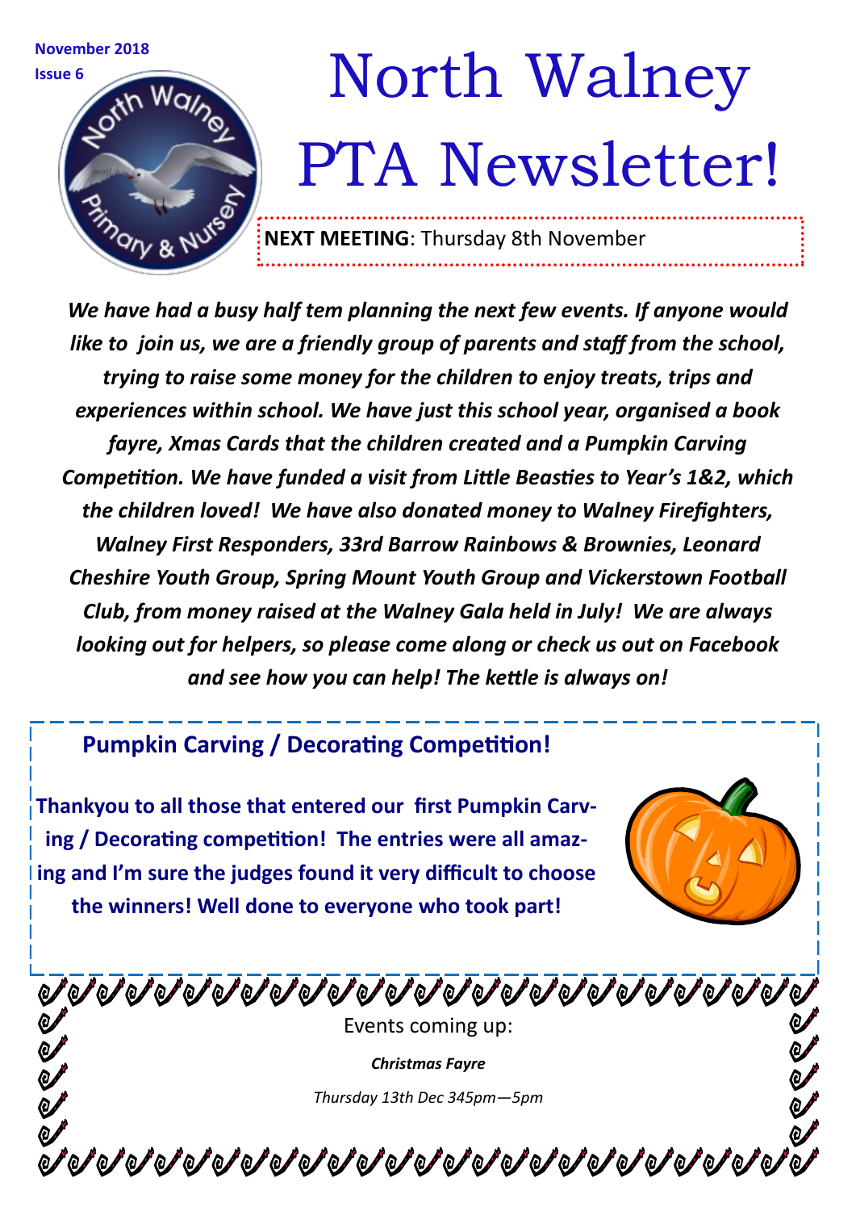**November 2018**
**Issue 6**

# North Walney PTA Newsletter!

**NEXT MEETING**: Thursday 8th November

***We have had a busy half tem planning the next few events. If anyone would like to join us, we are a friendly group of parents and staff from the school, trying to raise some money for the children to enjoy treats, trips and experiences within school. We have just this school year, organised a book fayre, Xmas Cards that the children created and a Pumpkin Carving Competition. We have funded a visit from Little Beasties to Year's 1&2, which the children loved! We have also donated money to Walney Firefighters, Walney First Responders, 33rd Barrow Rainbows & Brownies, Leonard Cheshire Youth Group, Spring Mount Youth Group and Vickerstown Football Club, from money raised at the Walney Gala held in July! We are always looking out for helpers, so please come along or check us out on Facebook and see how you can help! The kettle is always on!***

## Pumpkin Carving / Decorating Competition!

**Thankyou to all those that entered our first Pumpkin Carving / Decorating competition! The entries were all amazing and I'm sure the judges found it very difficult to choose the winners! Well done to everyone who took part!**

Events coming up:

***Christmas Fayre***

*Thursday 13th Dec 345pm—5pm*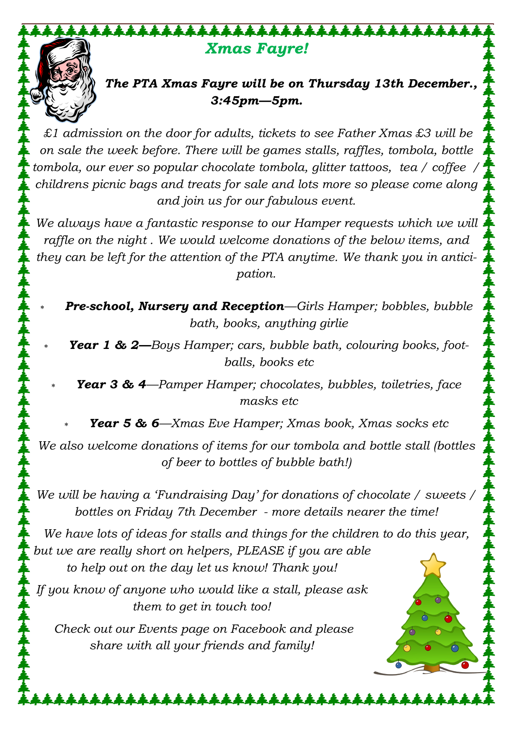# *Xmas Fayre!*

***The PTA Xmas Fayre will be on Thursday 13th December., 3:45pm—5pm.***

*£1 admission on the door for adults, tickets to see Father Xmas £3 will be on sale the week before. There will be games stalls, raffles, tombola, bottle tombola, our ever so popular chocolate tombola, glitter tattoos, tea / coffee / childrens picnic bags and treats for sale and lots more so please come along and join us for our fabulous event.*

*We always have a fantastic response to our Hamper requests which we will raffle on the night . We would welcome donations of the below items, and they can be left for the attention of the PTA anytime. We thank you in anticipation.*

- ***Pre-school, Nursery and Reception**—Girls Hamper; bobbles, bubble bath, books, anything girlie*
- ***Year 1 & 2—**Boys Hamper; cars, bubble bath, colouring books, footballs, books etc*
- ***Year 3 & 4**—Pamper Hamper; chocolates, bubbles, toiletries, face masks etc*
- ***Year 5 & 6**—Xmas Eve Hamper; Xmas book, Xmas socks etc*

*We also welcome donations of items for our tombola and bottle stall (bottles of beer to bottles of bubble bath!)*

*We will be having a 'Fundraising Day' for donations of chocolate / sweets / bottles on Friday 7th December - more details nearer the time!*

*We have lots of ideas for stalls and things for the children to do this year, but we are really short on helpers, PLEASE if you are able to help out on the day let us know! Thank you!*

*If you know of anyone who would like a stall, please ask them to get in touch too!*

*Check out our Events page on Facebook and please share with all your friends and family!*